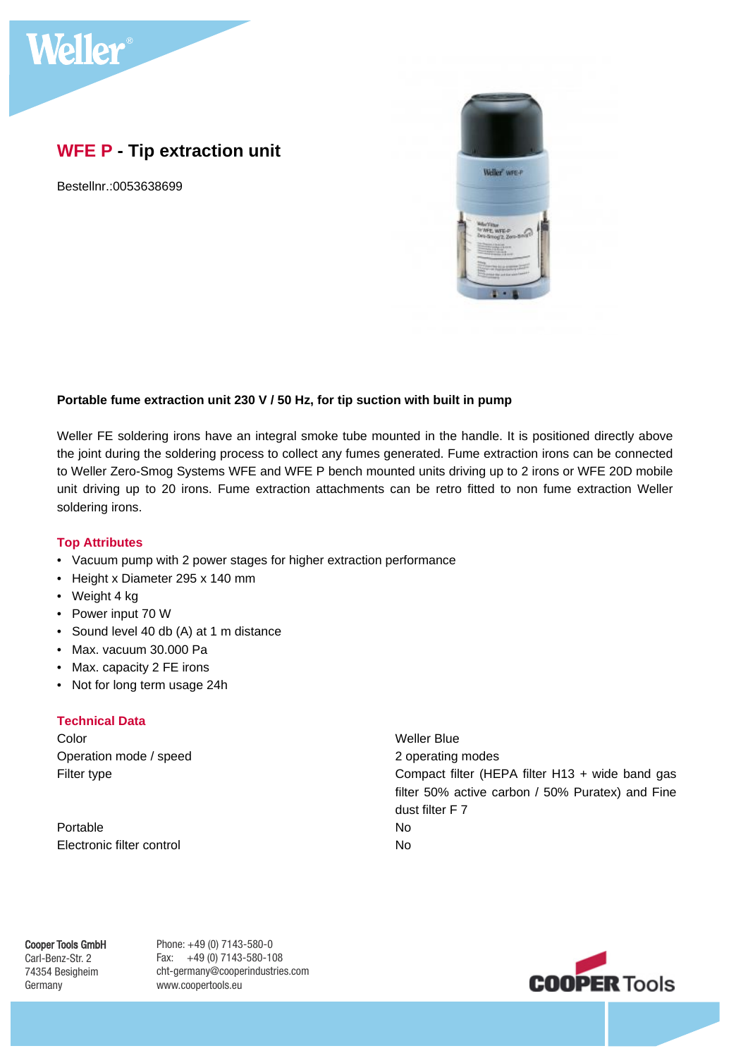# WFE P - Tip extraction unit

Bestellnr.:0053638699

**Portable fume extraction unit 230 V / 50 Hz, for tip suction with built in pump**

Weller FE soldering irons have an integral smoke tube mounted in the handle. It is positioned directly above the joint during the soldering process to collect any fumes generated. Fume extraction irons can be connected to Weller Zero-Smog Systems WFE and WFE P bench mounted units driving up to 2 irons or WFE 20D mobile unit driving up to 20 irons. Fume extraction attachments can be retro fitted to non fume extraction Weller soldering irons.

## Top Attributes

- Vacuum pump with 2 power stages for higher extraction performance
- Height x Diameter 295 x 140 mm
- Weight 4 kg
- Power input 70 W
- Sound level 40 db (A) at 1 m distance
- Max. vacuum 30.000 Pa
- Max. capacity 2 FE irons
- Not for long term usage 24h

## Technical Data

| | |
|---|---|
| Color | Weller Blue |
| Operation mode / speed | 2 operating modes |
| Filter type | Compact filter (HEPA filter H13 + wide band gas filter 50% active carbon / 50% Puratex) and Fine dust filter F 7 |
| Portable | No |
| Electronic filter control | No |

**Cooper Tools GmbH**
Carl-Benz-Str. 2
74354 Besigheim
Germany

Phone: +49 (0) 7143-580-0
Fax: +49 (0) 7143-580-108
cht-germany@cooperindustries.com
www.coopertools.eu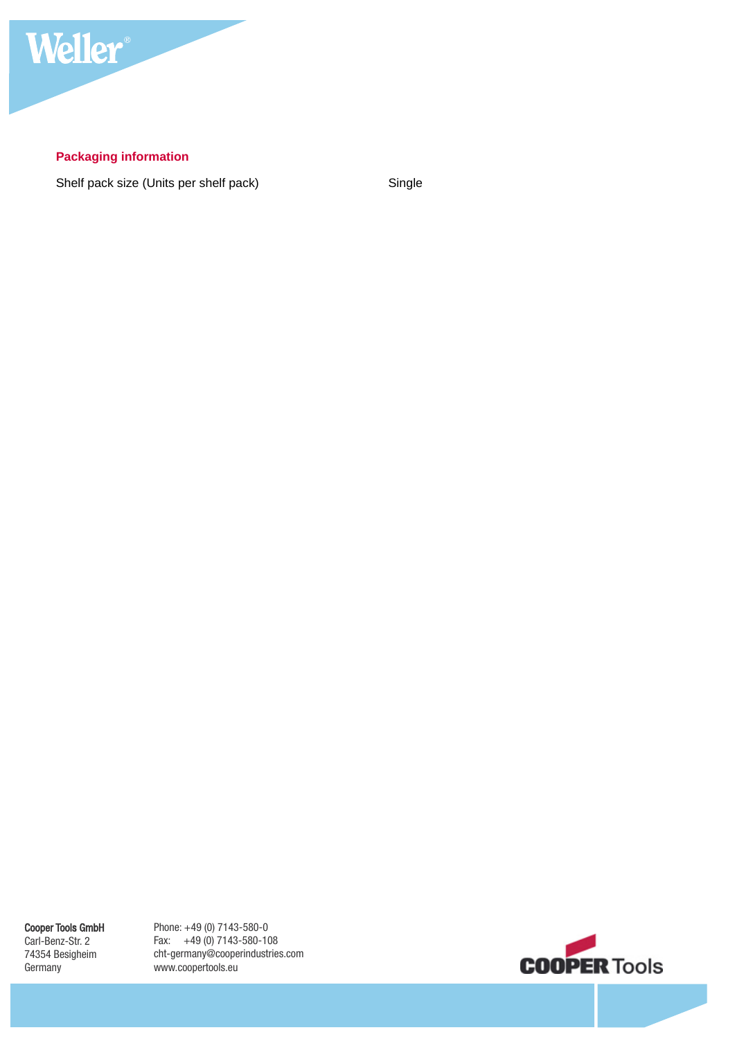## Packaging information

| | |
|---|---|
| Shelf pack size (Units per shelf pack) | Single |